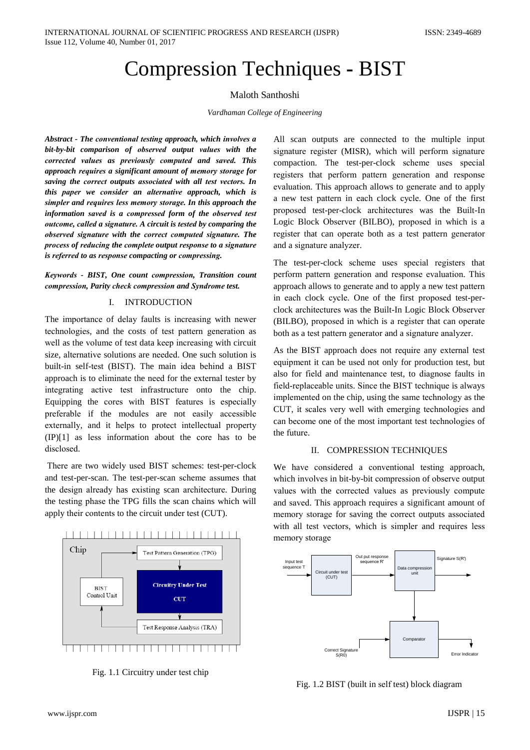# Compression Techniques - BIST

Maloth Santhoshi

*Vardhaman College of Engineering*

***Abstract - The conventional testing approach, which involves a bit-by-bit comparison of observed output values with the corrected values as previously computed and saved. This approach requires a significant amount of memory storage for saving the correct outputs associated with all test vectors. In this paper we consider an alternative approach, which is simpler and requires less memory storage. In this approach the information saved is a compressed form of the observed test outcome, called a signature. A circuit is tested by comparing the observed signature with the correct computed signature. The process of reducing the complete output response to a signature is referred to as response compacting or compressing.***

***Keywords - BIST, One count compression, Transition count compression, Parity check compression and Syndrome test.***

## I. INTRODUCTION

The importance of delay faults is increasing with newer technologies, and the costs of test pattern generation as well as the volume of test data keep increasing with circuit size, alternative solutions are needed. One such solution is built-in self-test (BIST). The main idea behind a BIST approach is to eliminate the need for the external tester by integrating active test infrastructure onto the chip. Equipping the cores with BIST features is especially preferable if the modules are not easily accessible externally, and it helps to protect intellectual property (IP)[1] as less information about the core has to be disclosed.

There are two widely used BIST schemes: test-per-clock and test-per-scan. The test-per-scan scheme assumes that the design already has existing scan architecture. During the testing phase the TPG fills the scan chains which will apply their contents to the circuit under test (CUT).

Fig. 1.1 Circuitry under test chip

All scan outputs are connected to the multiple input signature register (MISR), which will perform signature compaction. The test-per-clock scheme uses special registers that perform pattern generation and response evaluation. This approach allows to generate and to apply a new test pattern in each clock cycle. One of the first proposed test-per-clock architectures was the Built-In Logic Block Observer (BILBO), proposed in which is a register that can operate both as a test pattern generator and a signature analyzer.

The test-per-clock scheme uses special registers that perform pattern generation and response evaluation. This approach allows to generate and to apply a new test pattern in each clock cycle. One of the first proposed test-per-clock architectures was the Built-In Logic Block Observer (BILBO), proposed in which is a register that can operate both as a test pattern generator and a signature analyzer.

As the BIST approach does not require any external test equipment it can be used not only for production test, but also for field and maintenance test, to diagnose faults in field-replaceable units. Since the BIST technique is always implemented on the chip, using the same technology as the CUT, it scales very well with emerging technologies and can become one of the most important test technologies of the future.

## II. COMPRESSION TECHNIQUES

We have considered a conventional testing approach, which involves in bit-by-bit compression of observe output values with the corrected values as previously compute and saved. This approach requires a significant amount of memory storage for saving the correct outputs associated with all test vectors, which is simpler and requires less memory storage

Fig. 1.2 BIST (built in self test) block diagram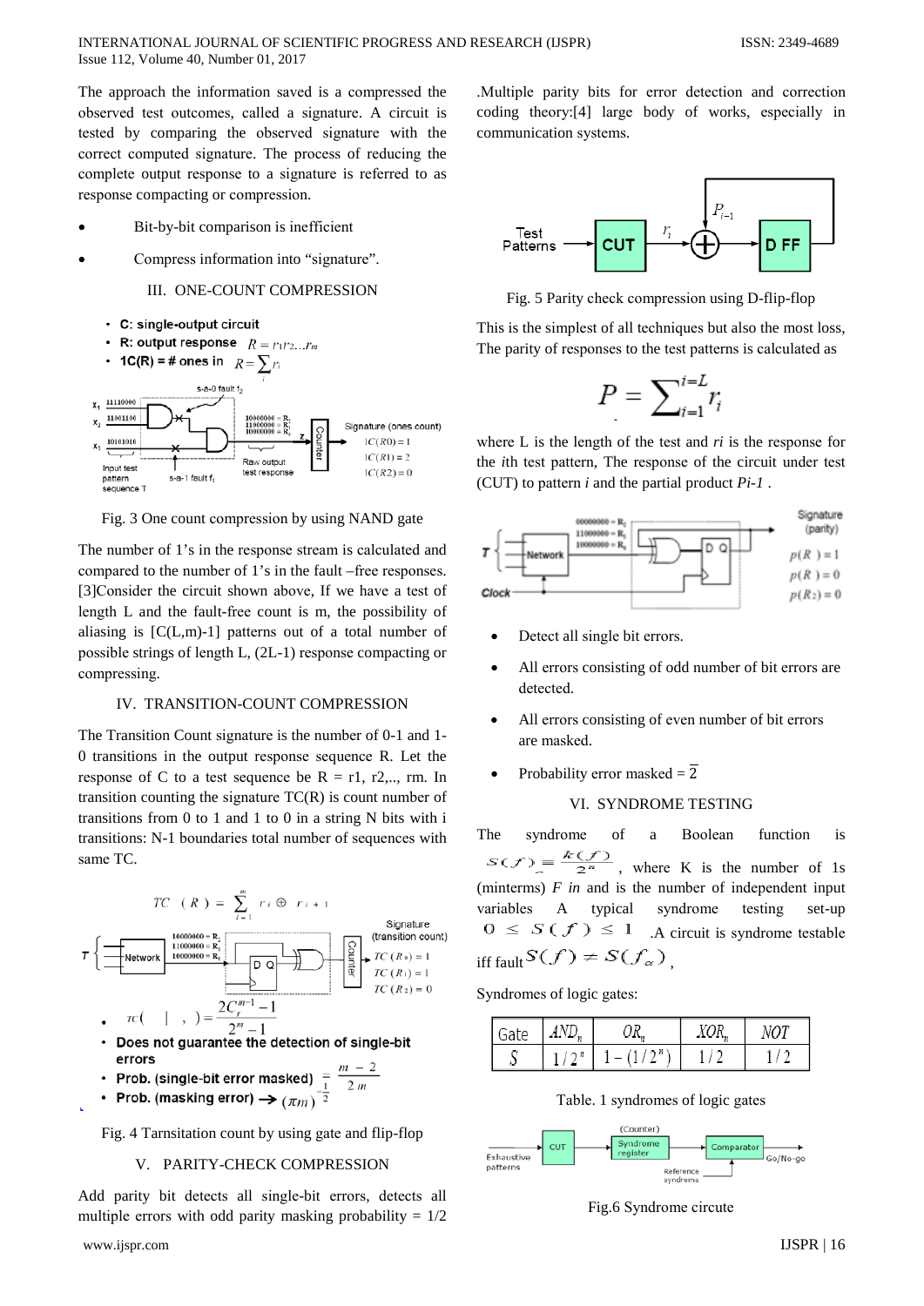The approach the information saved is a compressed the observed test outcomes, called a signature. A circuit is tested by comparing the observed signature with the correct computed signature. The process of reducing the complete output response to a signature is referred to as response compacting or compression.

- Bit-by-bit comparison is inefficient
- Compress information into "signature".

## III. ONE-COUNT COMPRESSION

- **C: single-output circuit**
- **R: output response** $R = r_1 r_2 \ldots r_m$
- **1C(R) = # ones in** $R = \sum_i r_i$

Fig. 3 One count compression by using NAND gate

The number of 1's in the response stream is calculated and compared to the number of 1's in the fault –free responses. [3]Consider the circuit shown above, If we have a test of length L and the fault-free count is m, the possibility of aliasing is [C(L,m)-1] patterns out of a total number of possible strings of length L, (2L-1) response compacting or compressing.

## IV. TRANSITION-COUNT COMPRESSION

The Transition Count signature is the number of 0-1 and 1-0 transitions in the output response sequence R. Let the response of C to a test sequence be R = r1, r2,.., rm. In transition counting the signature TC(R) is count number of transitions from 0 to 1 and 1 to 0 in a string N bits with i transitions: N-1 boundaries total number of sequences with same TC.

$$TC(R) = \sum_{i=1}^{m} r_i \oplus r_{i+1}$$

- $TC(\;|\;,\;) = \dfrac{2C_r^{m-1} - 1}{2^m - 1}$
- **Does not guarantee the detection of single-bit errors**
- **Prob. (single-bit error masked)** $= \dfrac{m-2}{2m}$
- **Prob. (masking error)** $\rightarrow (\pi m)^{-\frac{1}{2}}$

Fig. 4 Tarnsitation count by using gate and flip-flop

## V. PARITY-CHECK COMPRESSION

Add parity bit detects all single-bit errors, detects all multiple errors with odd parity masking probability = 1/2 .Multiple parity bits for error detection and correction coding theory:[4] large body of works, especially in communication systems.

Fig. 5 Parity check compression using D-flip-flop

This is the simplest of all techniques but also the most loss, The parity of responses to the test patterns is calculated as

$$P = \sum_{i=1}^{i=L} r_i$$

where L is the length of the test and *ri* is the response for the *i*th test pattern, The response of the circuit under test (CUT) to pattern *i* and the partial product *Pi-1* .

- Detect all single bit errors.
- All errors consisting of odd number of bit errors are detected.
- All errors consisting of even number of bit errors are masked.
- Probability error masked = $\overline{2}$

## VI. SYNDROME TESTING

The syndrome of a Boolean function is $S(f) = \frac{k(f)}{2^n}$, where K is the number of 1s (minterms) *F in* and is the number of independent input variables A typical syndrome testing set-up $0 \leq S(f) \leq 1$ .A circuit is syndrome testable iff fault $S(f) \neq S(f_\alpha)$,

Syndromes of logic gates:

| Gate | $AND_n$ | $OR_n$ | $XOR_n$ | $NOT$ |
|---|---|---|---|---|
| $S$ | $1/2^n$ | $1-(1/2^n)$ | $1/2$ | $1/2$ |

Table. 1 syndromes of logic gates

Fig.6 Syndrome circute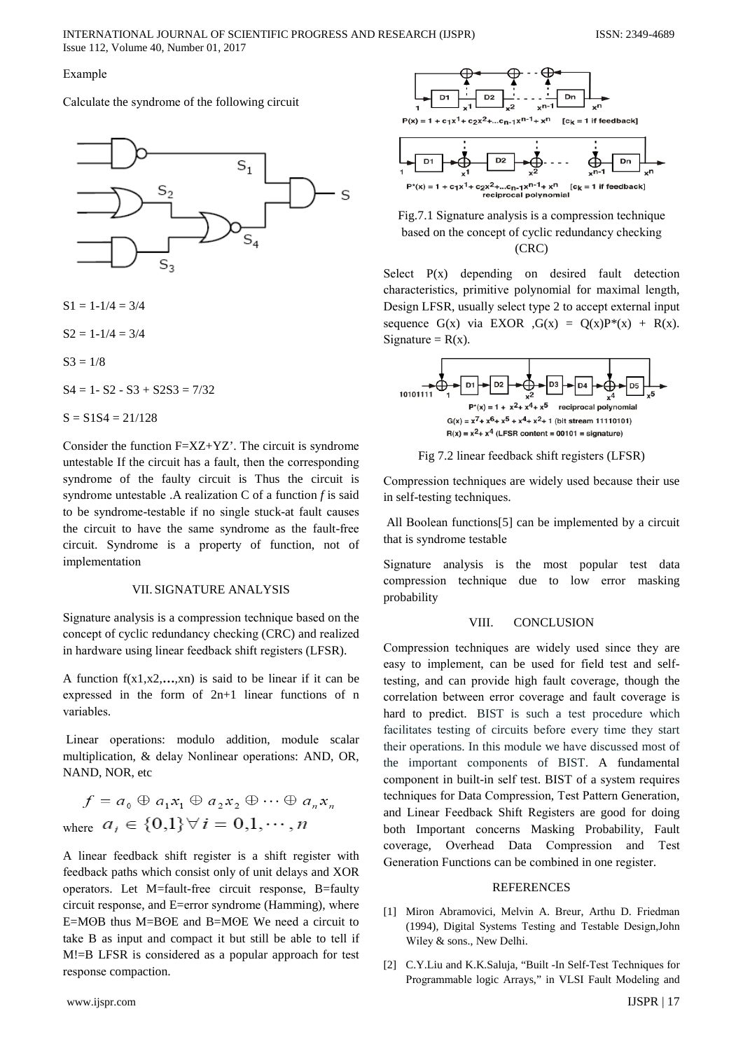Example

Calculate the syndrome of the following circuit

S1 = 1-1/4 = 3/4

S2 = 1-1/4 = 3/4

S3 = 1/8

S4 = 1- S2 - S3 + S2S3 = 7/32

S = S1S4 = 21/128

Consider the function F=XZ+YZ'. The circuit is syndrome untestable If the circuit has a fault, then the corresponding syndrome of the faulty circuit is Thus the circuit is syndrome untestable .A realization C of a function *f* is said to be syndrome-testable if no single stuck-at fault causes the circuit to have the same syndrome as the fault-free circuit. Syndrome is a property of function, not of implementation

## VII. SIGNATURE ANALYSIS

Signature analysis is a compression technique based on the concept of cyclic redundancy checking (CRC) and realized in hardware using linear feedback shift registers (LFSR).

A function f(x1,x2,…,xn) is said to be linear if it can be expressed in the form of 2n+1 linear functions of n variables.

Linear operations: modulo addition, module scalar multiplication, & delay Nonlinear operations: AND, OR, NAND, NOR, etc

$$f = a_0 \oplus a_1 x_1 \oplus a_2 x_2 \oplus \cdots \oplus a_n x_n$$

where $a_i \in \{0,1\} \forall i = 0,1,\cdots,n$

A linear feedback shift register is a shift register with feedback paths which consist only of unit delays and XOR operators. Let M=fault-free circuit response, B=faulty circuit response, and E=error syndrome (Hamming), where E=MΘB thus M=BΘE and B=MΘE We need a circuit to take B as input and compact it but still be able to tell if M!=B LFSR is considered as a popular approach for test response compaction.

Fig.7.1 Signature analysis is a compression technique based on the concept of cyclic redundancy checking (CRC)

Select P(x) depending on desired fault detection characteristics, primitive polynomial for maximal length, Design LFSR, usually select type 2 to accept external input sequence G(x) via EXOR ,G(x) = Q(x)P*(x) + R(x). Signature = R(x).

Fig 7.2 linear feedback shift registers (LFSR)

Compression techniques are widely used because their use in self-testing techniques.

All Boolean functions[5] can be implemented by a circuit that is syndrome testable

Signature analysis is the most popular test data compression technique due to low error masking probability

## VIII. CONCLUSION

Compression techniques are widely used since they are easy to implement, can be used for field test and self-testing, and can provide high fault coverage, though the correlation between error coverage and fault coverage is hard to predict. BIST is such a test procedure which facilitates testing of circuits before every time they start their operations. In this module we have discussed most of the important components of BIST. A fundamental component in built-in self test. BIST of a system requires techniques for Data Compression, Test Pattern Generation, and Linear Feedback Shift Registers are good for doing both Important concerns Masking Probability, Fault coverage, Overhead Data Compression and Test Generation Functions can be combined in one register.

## REFERENCES

[1] Miron Abramovici, Melvin A. Breur, Arthu D. Friedman (1994), Digital Systems Testing and Testable Design,John Wiley & sons., New Delhi.

[2] C.Y.Liu and K.K.Saluja, "Built -In Self-Test Techniques for Programmable logic Arrays," in VLSI Fault Modeling and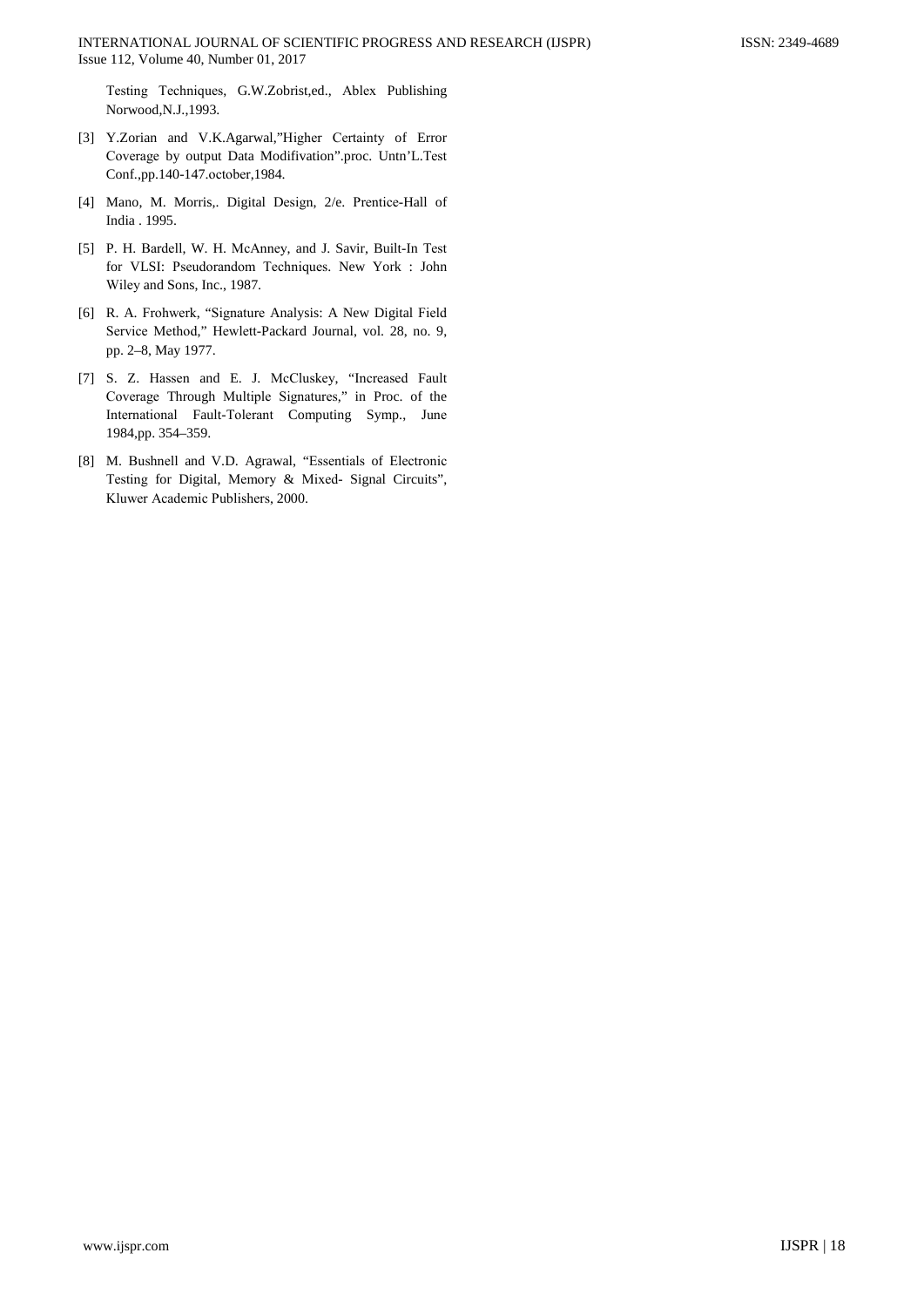Testing Techniques, G.W.Zobrist,ed., Ablex Publishing Norwood,N.J.,1993.

[3] Y.Zorian and V.K.Agarwal,"Higher Certainty of Error Coverage by output Data Modifivation".proc. Untn'L.Test Conf.,pp.140-147.october,1984.

[4] Mano, M. Morris,. Digital Design, 2/e. Prentice-Hall of India . 1995.

[5] P. H. Bardell, W. H. McAnney, and J. Savir, Built-In Test for VLSI: Pseudorandom Techniques. New York : John Wiley and Sons, Inc., 1987.

[6] R. A. Frohwerk, "Signature Analysis: A New Digital Field Service Method," Hewlett-Packard Journal, vol. 28, no. 9, pp. 2–8, May 1977.

[7] S. Z. Hassen and E. J. McCluskey, "Increased Fault Coverage Through Multiple Signatures," in Proc. of the International Fault-Tolerant Computing Symp., June 1984,pp. 354–359.

[8] M. Bushnell and V.D. Agrawal, "Essentials of Electronic Testing for Digital, Memory & Mixed- Signal Circuits", Kluwer Academic Publishers, 2000.